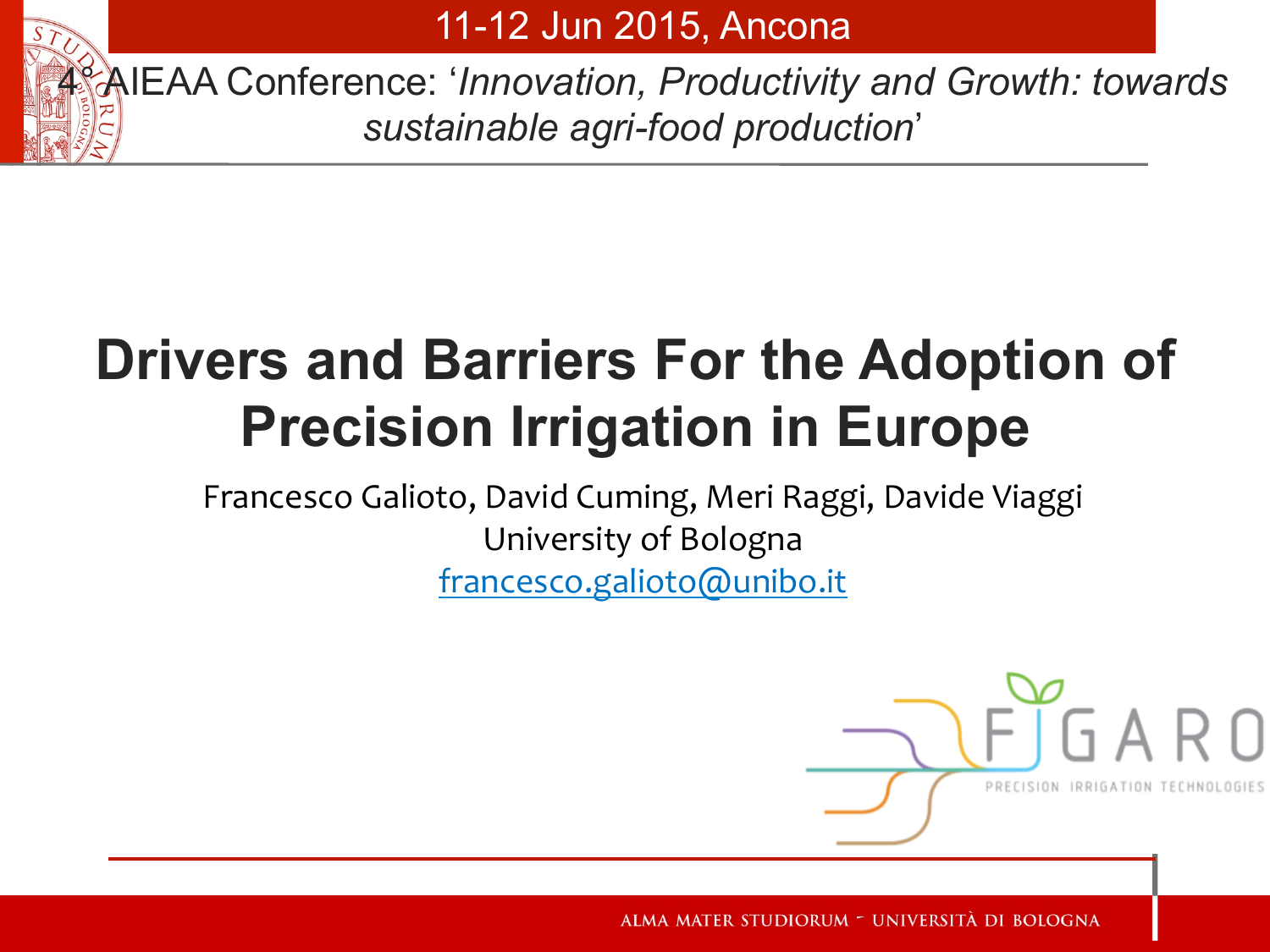11-12 Jun 2015, Ancona

4° AIEAA Conference: '*Innovation, Productivity and Growth: towards sustainable agri-food production*'

# Drivers and Barriers For the Adoption of Precision Irrigation in Europe

Francesco Galioto, David Cuming, Meri Raggi, Davide Viaggi

University of Bologna

francesco.galioto@unibo.it

FIGARO

PRECISION IRRIGATION TECHNOLOGIES

ALMA MATER STUDIORUM – UNIVERSITÀ DI BOLOGNA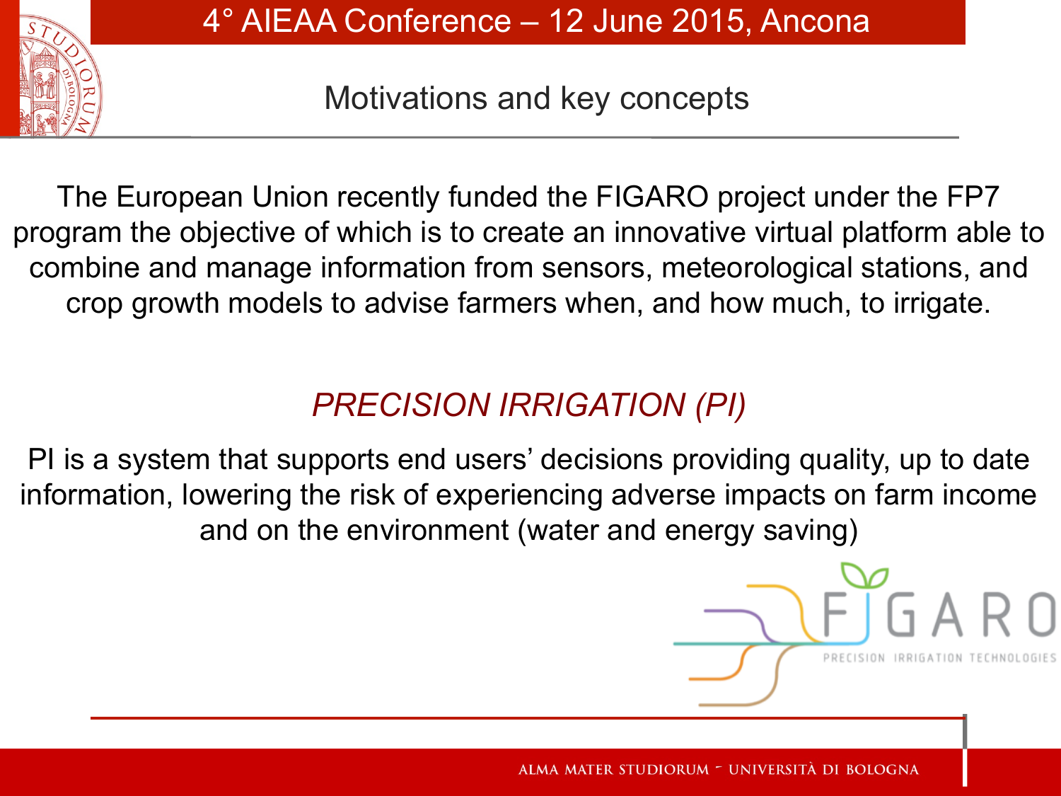# Motivations and key concepts

The European Union recently funded the FIGARO project under the FP7 program the objective of which is to create an innovative virtual platform able to combine and manage information from sensors, meteorological stations, and crop growth models to advise farmers when, and how much, to irrigate.

## *PRECISION IRRIGATION (PI)*

PI is a system that supports end users' decisions providing quality, up to date information, lowering the risk of experiencing adverse impacts on farm income and on the environment (water and energy saving)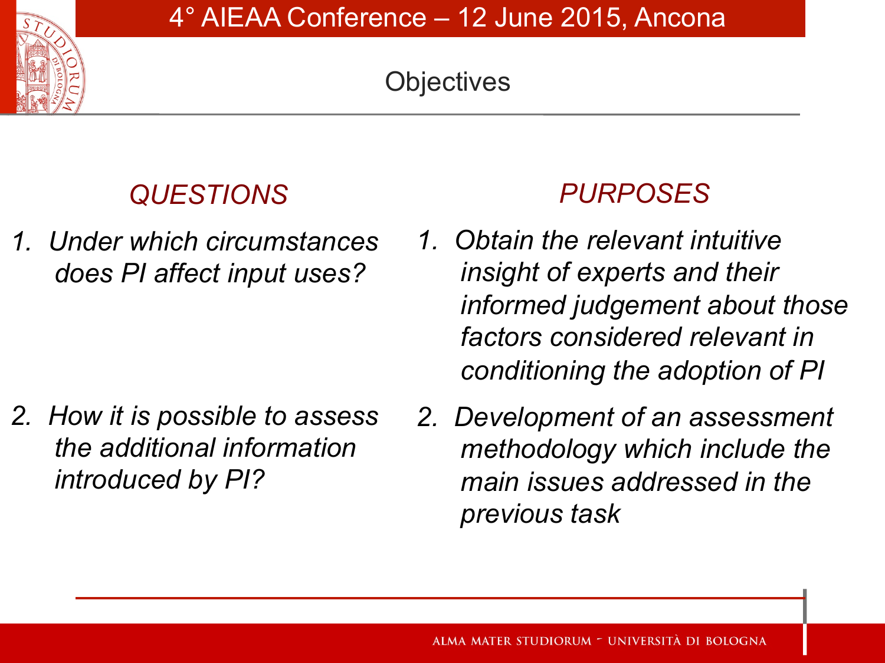# Objectives

## *QUESTIONS*

1. *Under which circumstances does PI affect input uses?*
2. *How it is possible to assess the additional information introduced by PI?*

## *PURPOSES*

1. *Obtain the relevant intuitive insight of experts and their informed judgement about those factors considered relevant in conditioning the adoption of PI*
2. *Development of an assessment methodology which include the main issues addressed in the previous task*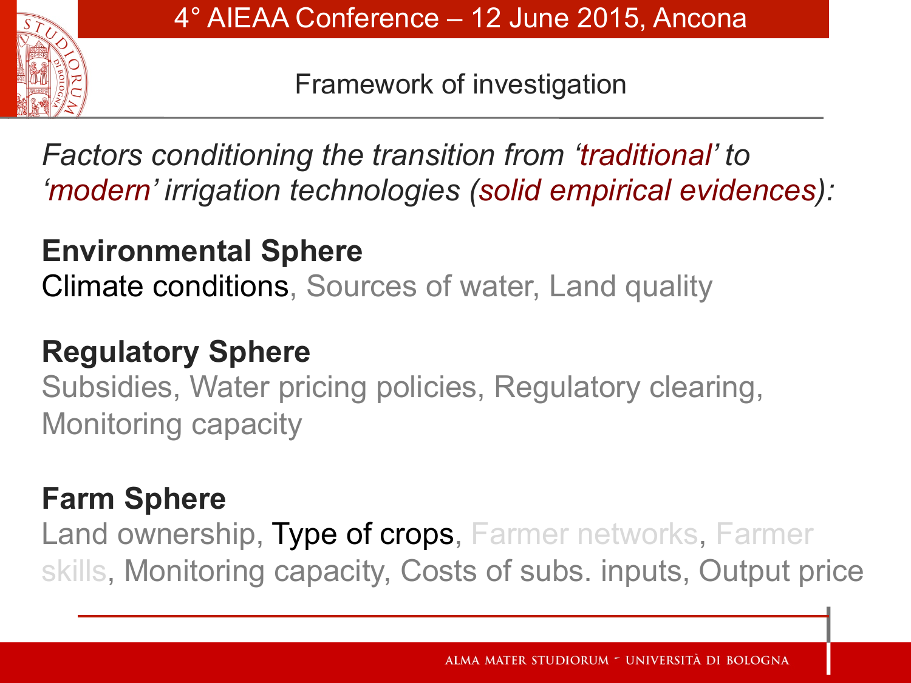## Framework of investigation

*Factors conditioning the transition from 'traditional' to 'modern' irrigation technologies (solid empirical evidences):*

**Environmental Sphere**

Climate conditions, Sources of water, Land quality

**Regulatory Sphere**

Subsidies, Water pricing policies, Regulatory clearing, Monitoring capacity

**Farm Sphere**

Land ownership, Type of crops, Farmer networks, Farmer skills, Monitoring capacity, Costs of subs. inputs, Output price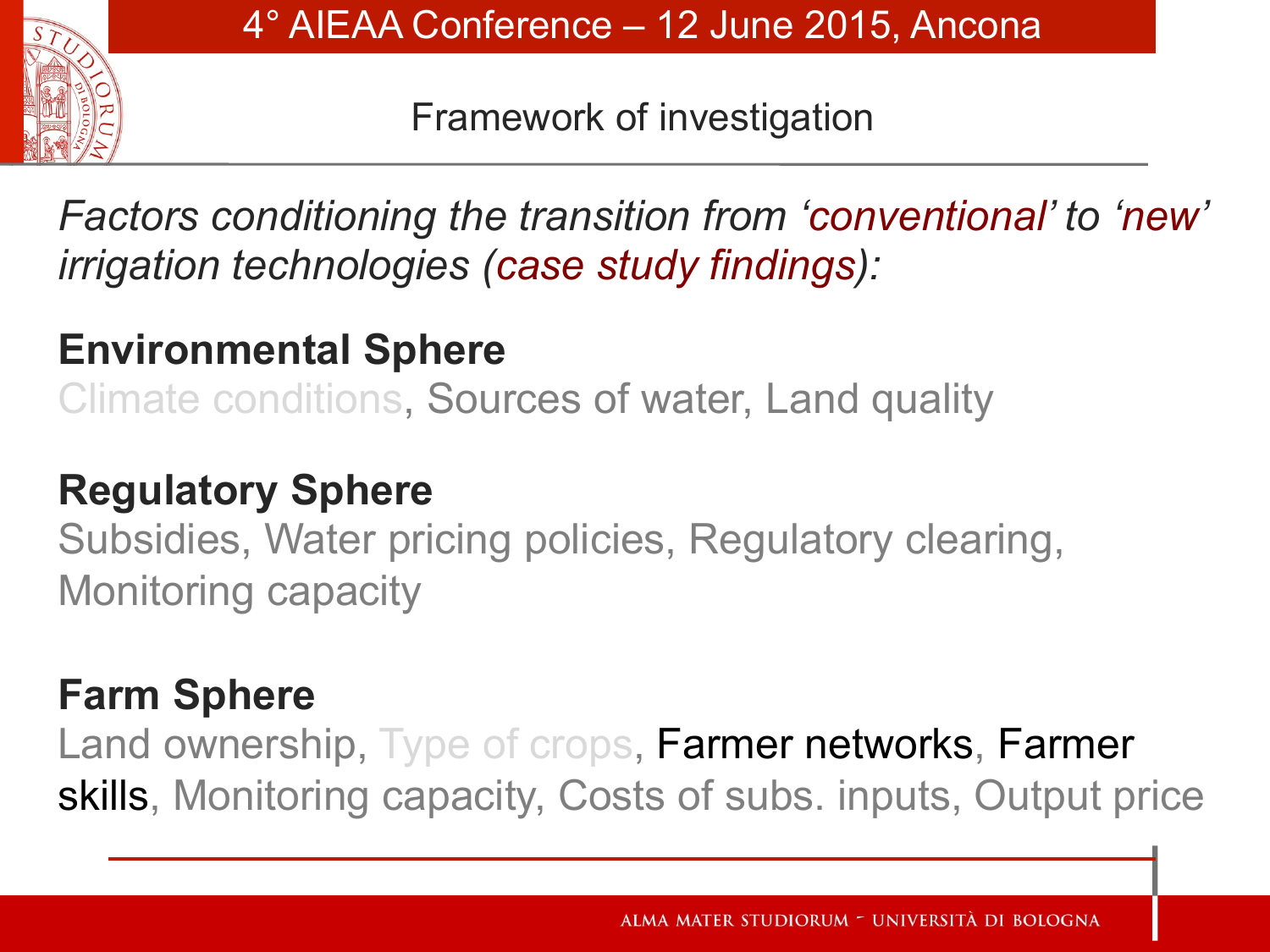## Framework of investigation

*Factors conditioning the transition from 'conventional' to 'new' irrigation technologies (case study findings):*

**Environmental Sphere**

Climate conditions, Sources of water, Land quality

**Regulatory Sphere**

Subsidies, Water pricing policies, Regulatory clearing, Monitoring capacity

**Farm Sphere**

Land ownership, Type of crops, Farmer networks, Farmer skills, Monitoring capacity, Costs of subs. inputs, Output price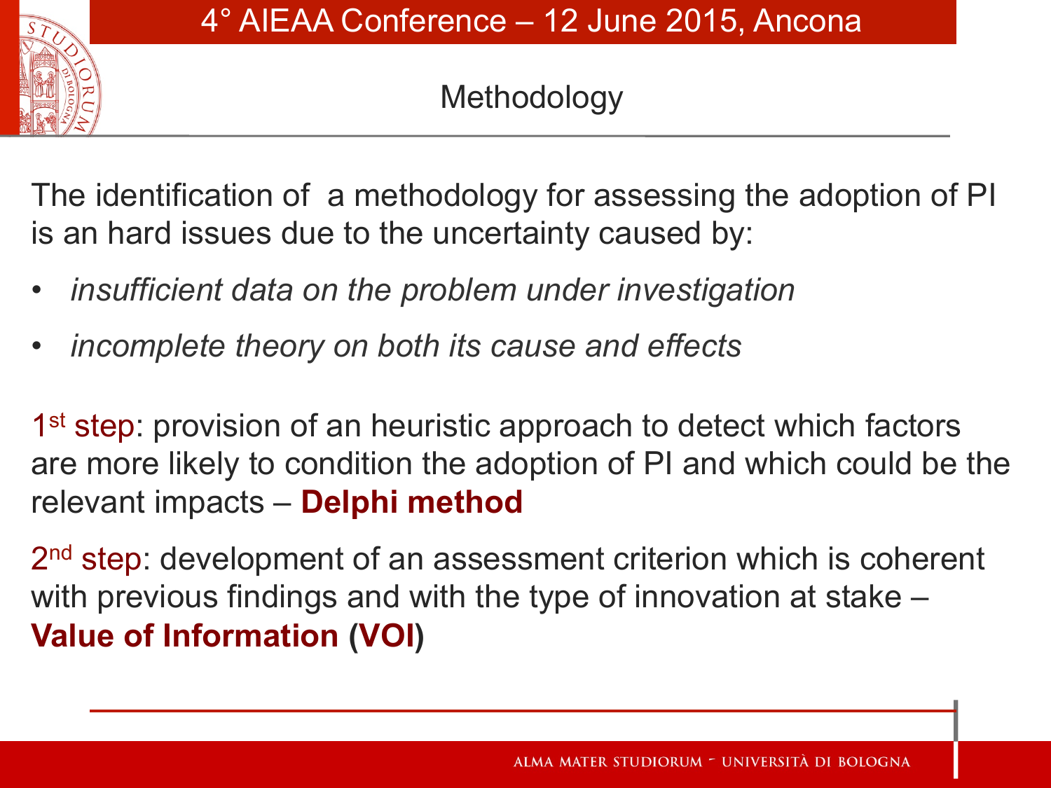# Methodology

The identification of a methodology for assessing the adoption of PI is an hard issues due to the uncertainty caused by:

- *insufficient data on the problem under investigation*
- *incomplete theory on both its cause and effects*

1st step: provision of an heuristic approach to detect which factors are more likely to condition the adoption of PI and which could be the relevant impacts – **Delphi method**

2nd step: development of an assessment criterion which is coherent with previous findings and with the type of innovation at stake – **Value of Information (VOI)**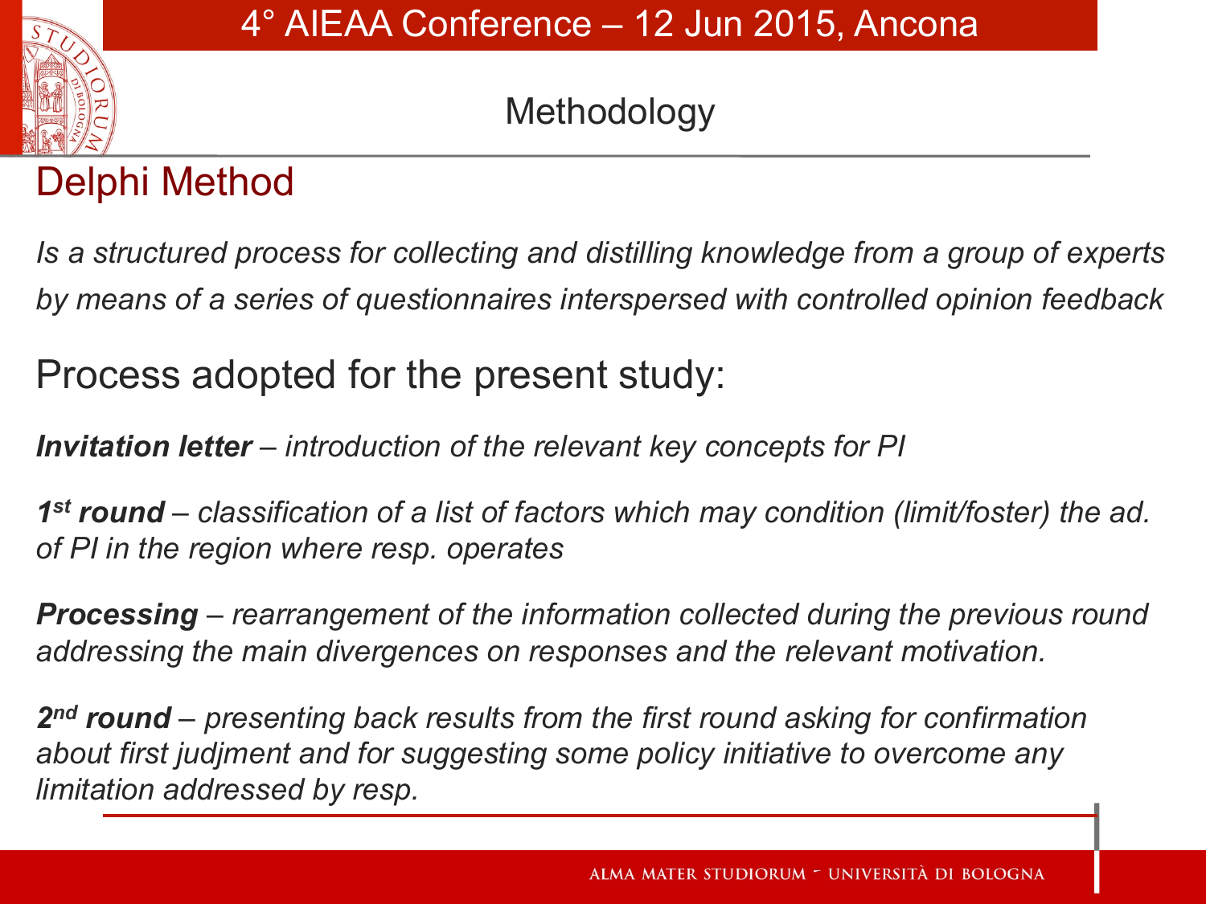## Methodology

### Delphi Method

*Is a structured process for collecting and distilling knowledge from a group of experts by means of a series of questionnaires interspersed with controlled opinion feedback*

### Process adopted for the present study:

***Invitation letter*** – *introduction of the relevant key concepts for PI*

***1st round*** – *classification of a list of factors which may condition (limit/foster) the ad. of PI in the region where resp. operates*

***Processing*** – *rearrangement of the information collected during the previous round addressing the main divergences on responses and the relevant motivation.*

***2nd round*** – *presenting back results from the first round asking for confirmation about first judjment and for suggesting some policy initiative to overcome any limitation addressed by resp.*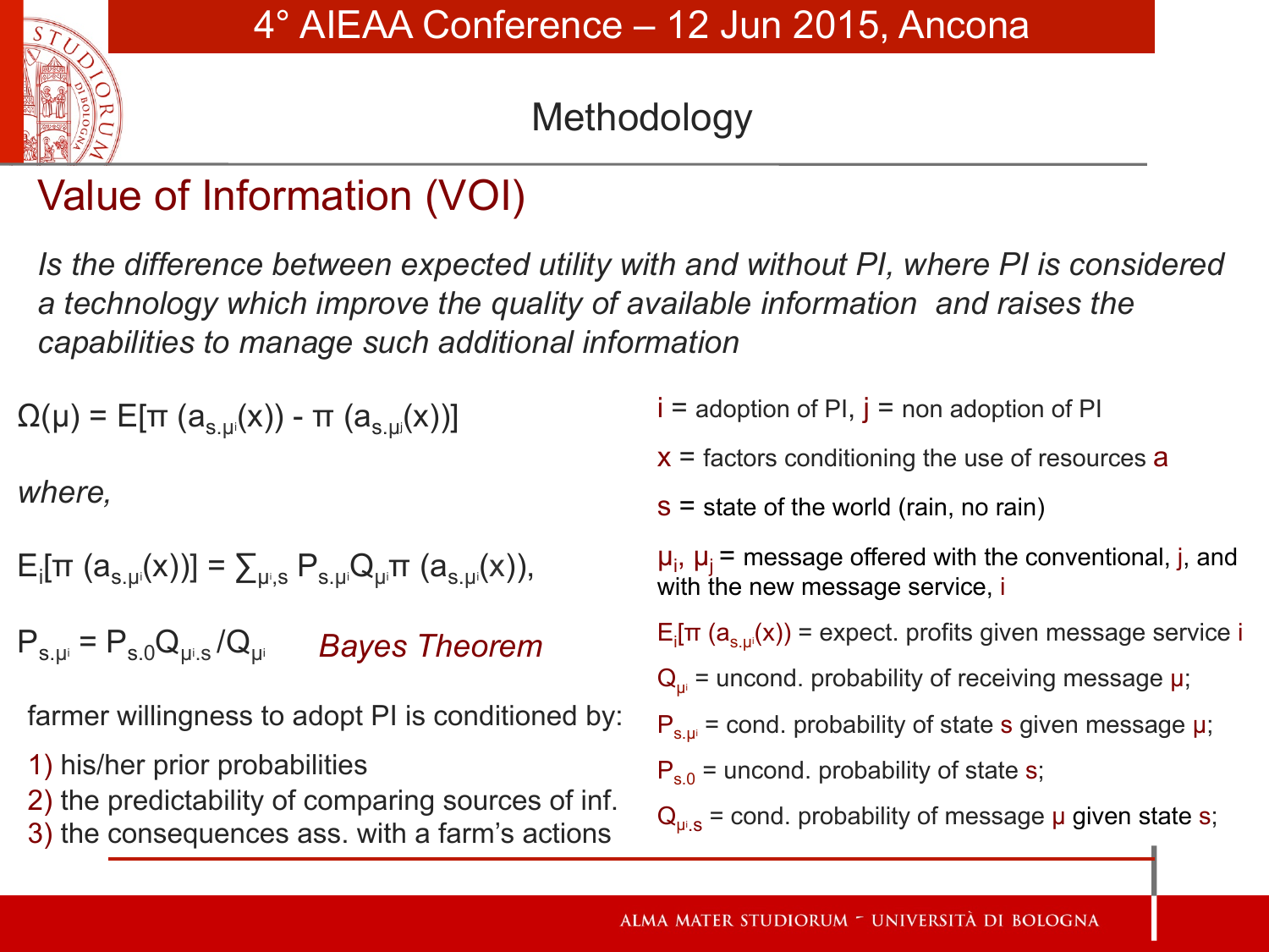## Methodology

# Value of Information (VOI)

*Is the difference between expected utility with and without PI, where PI is considered a technology which improve the quality of available information and raises the capabilities to manage such additional information*

$$\Omega(\mu) = E[\pi(a_{s.\mu_i}(x)) - \pi(a_{s.\mu_j}(x))]$$

*where,*

$$E_i[\pi(a_{s.\mu_i}(x))] = \sum_{\mu_i,s} P_{s.\mu_i} Q_{\mu_i} \pi(a_{s.\mu_i}(x)),$$

$$P_{s.\mu_i} = P_{s.0} Q_{\mu_i.s} / Q_{\mu_i} \qquad \textit{Bayes Theorem}$$

farmer willingness to adopt PI is conditioned by:

1) his/her prior probabilities
2) the predictability of comparing sources of inf.
3) the consequences ass. with a farm's actions

$i$ = adoption of PI, $j$ = non adoption of PI

$x$ = factors conditioning the use of resources $a$

$s$ = state of the world (rain, no rain)

$\mu_i$, $\mu_j$ = message offered with the conventional, $j$, and with the new message service, $i$

$E_i[\pi(a_{s.\mu_i}(x))$ = expect. profits given message service $i$

$Q_{\mu_i}$ = uncond. probability of receiving message $\mu$;

$P_{s.\mu_i}$ = cond. probability of state $s$ given message $\mu$;

$P_{s.0}$ = uncond. probability of state $s$;

$Q_{\mu_i.s}$ = cond. probability of message $\mu$ given state $s$;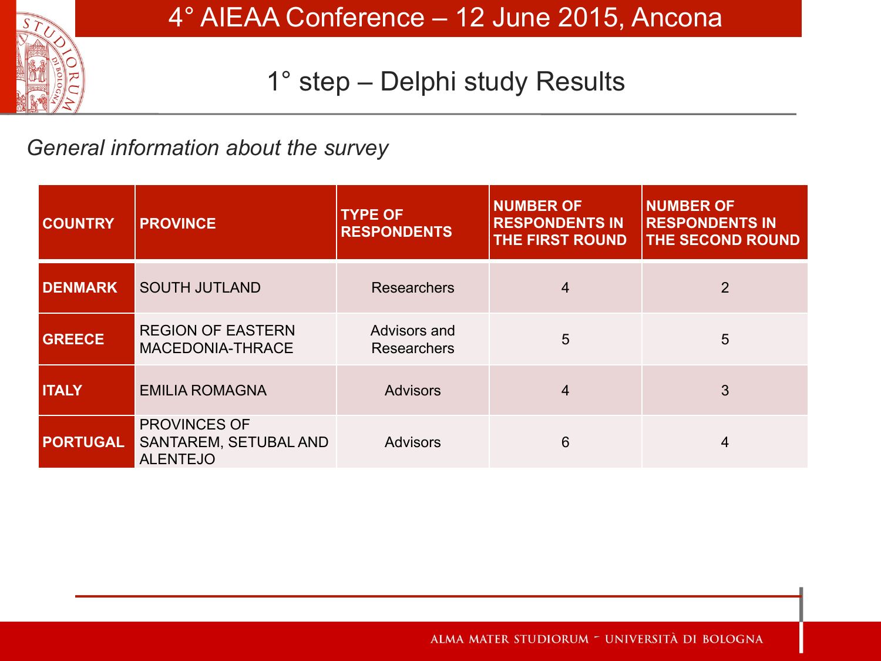# 1° step – Delphi study Results

*General information about the survey*

| COUNTRY | PROVINCE | TYPE OF RESPONDENTS | NUMBER OF RESPONDENTS IN THE FIRST ROUND | NUMBER OF RESPONDENTS IN THE SECOND ROUND |
|---|---|---|---|---|
| DENMARK | SOUTH JUTLAND | Researchers | 4 | 2 |
| GREECE | REGION OF EASTERN MACEDONIA-THRACE | Advisors and Researchers | 5 | 5 |
| ITALY | EMILIA ROMAGNA | Advisors | 4 | 3 |
| PORTUGAL | PROVINCES OF SANTAREM, SETUBAL AND ALENTEJO | Advisors | 6 | 4 |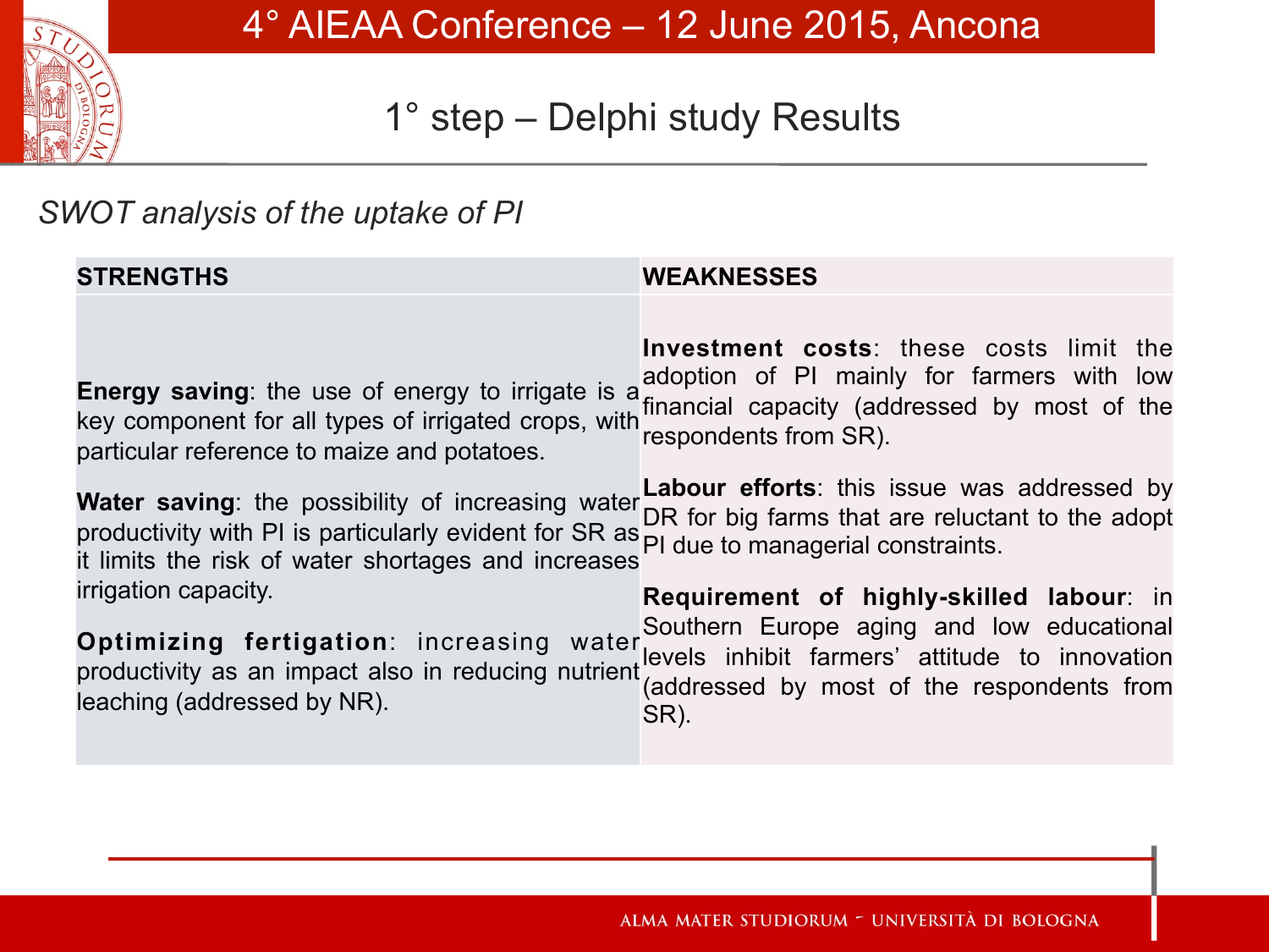## 1° step – Delphi study Results

*SWOT analysis of the uptake of PI*

| STRENGTHS | WEAKNESSES |
|---|---|
| **Energy saving**: the use of energy to irrigate is a key component for all types of irrigated crops, with particular reference to maize and potatoes.<br><br>**Water saving**: the possibility of increasing water productivity with PI is particularly evident for SR as it limits the risk of water shortages and increases irrigation capacity.<br><br>**Optimizing fertigation**: increasing water productivity as an impact also in reducing nutrient leaching (addressed by NR). | **Investment costs**: these costs limit the adoption of PI mainly for farmers with low financial capacity (addressed by most of the respondents from SR).<br><br>**Labour efforts**: this issue was addressed by DR for big farms that are reluctant to the adopt PI due to managerial constraints.<br><br>**Requirement of highly-skilled labour**: in Southern Europe aging and low educational levels inhibit farmers' attitude to innovation (addressed by most of the respondents from SR). |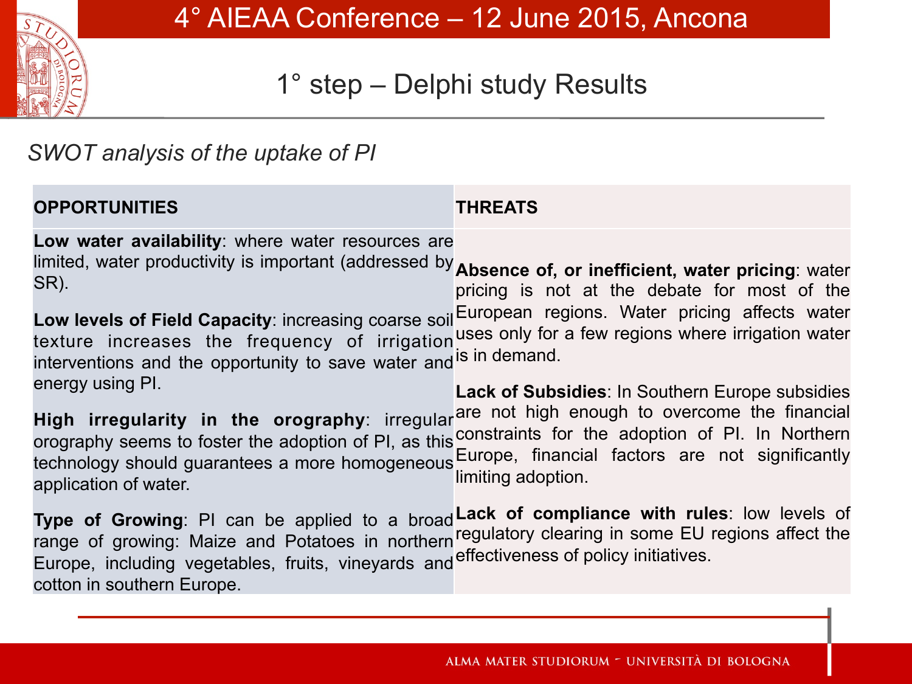# 1° step – Delphi study Results

*SWOT analysis of the uptake of PI*

| OPPORTUNITIES | THREATS |
|---|---|
| **Low water availability**: where water resources are limited, water productivity is important (addressed by SR).<br><br>**Low levels of Field Capacity**: increasing coarse soil texture increases the frequency of irrigation interventions and the opportunity to save water and energy using PI.<br><br>**High irregularity in the orography**: irregular orography seems to foster the adoption of PI, as this technology should guarantees a more homogeneous application of water.<br><br>**Type of Growing**: PI can be applied to a broad range of growing: Maize and Potatoes in northern Europe, including vegetables, fruits, vineyards and cotton in southern Europe. | **Absence of, or inefficient, water pricing**: water pricing is not at the debate for most of the European regions. Water pricing affects water uses only for a few regions where irrigation water is in demand.<br><br>**Lack of Subsidies**: In Southern Europe subsidies are not high enough to overcome the financial constraints for the adoption of PI. In Northern Europe, financial factors are not significantly limiting adoption.<br><br>**Lack of compliance with rules**: low levels of regulatory clearing in some EU regions affect the effectiveness of policy initiatives. |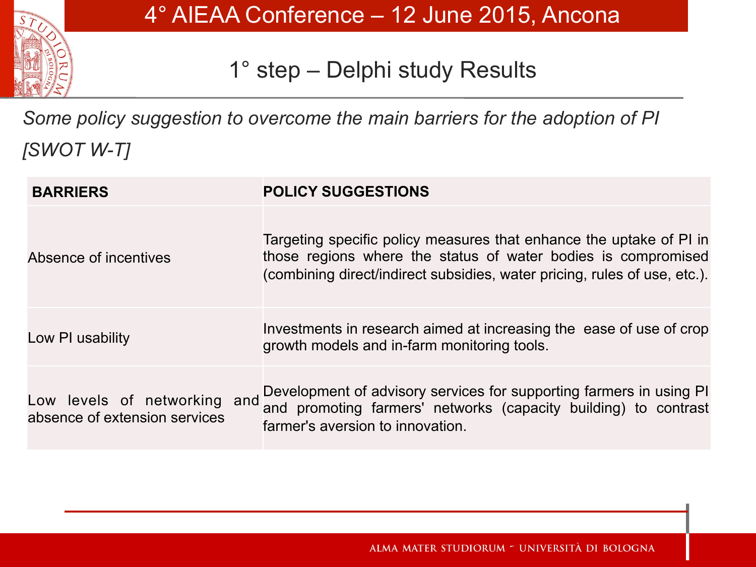# 1° step – Delphi study Results

*Some policy suggestion to overcome the main barriers for the adoption of PI [SWOT W-T]*

| BARRIERS | POLICY SUGGESTIONS |
| --- | --- |
| Absence of incentives | Targeting specific policy measures that enhance the uptake of PI in those regions where the status of water bodies is compromised (combining direct/indirect subsidies, water pricing, rules of use, etc.). |
| Low PI usability | Investments in research aimed at increasing the ease of use of crop growth models and in-farm monitoring tools. |
| Low levels of networking and absence of extension services | Development of advisory services for supporting farmers in using PI and promoting farmers' networks (capacity building) to contrast farmer's aversion to innovation. |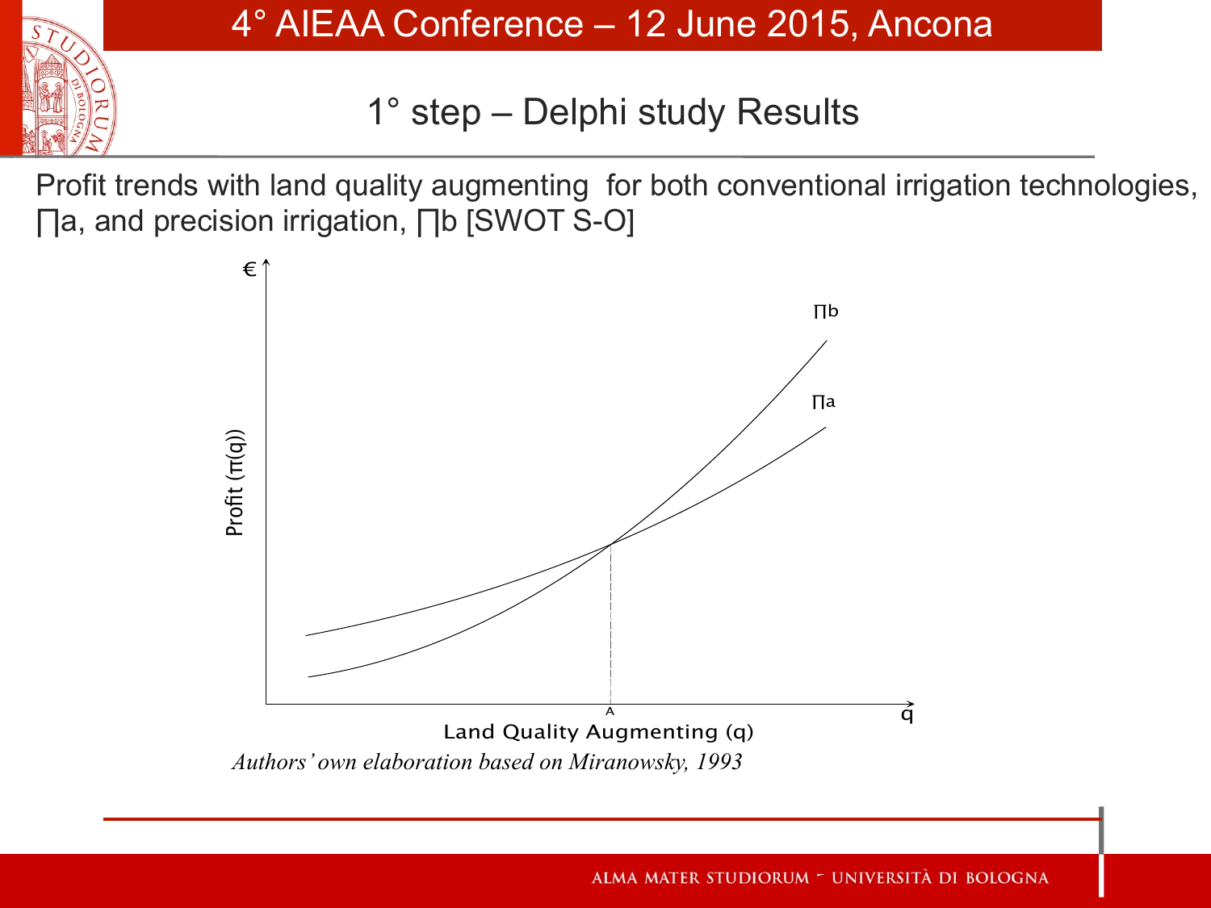## 1° step – Delphi study Results

Profit trends with land quality augmenting for both conventional irrigation technologies, ∏a, and precision irrigation, ∏b [SWOT S-O]

*Authors' own elaboration based on Miranowsky, 1993*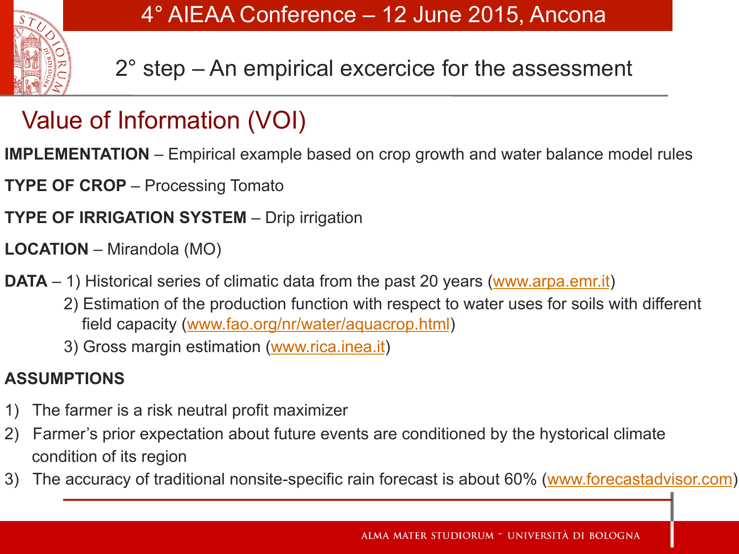## 2° step – An empirical excercice for the assessment

# Value of Information (VOI)

**IMPLEMENTATION** – Empirical example based on crop growth and water balance model rules

**TYPE OF CROP** – Processing Tomato

**TYPE OF IRRIGATION SYSTEM** – Drip irrigation

**LOCATION** – Mirandola (MO)

**DATA** – 1) Historical series of climatic data from the past 20 years (www.arpa.emr.it)

2) Estimation of the production function with respect to water uses for soils with different field capacity (www.fao.org/nr/water/aquacrop.html)

3) Gross margin estimation (www.rica.inea.it)

**ASSUMPTIONS**

1) The farmer is a risk neutral profit maximizer
2) Farmer's prior expectation about future events are conditioned by the hystorical climate condition of its region
3) The accuracy of traditional nonsite-specific rain forecast is about 60% (www.forecastadvisor.com)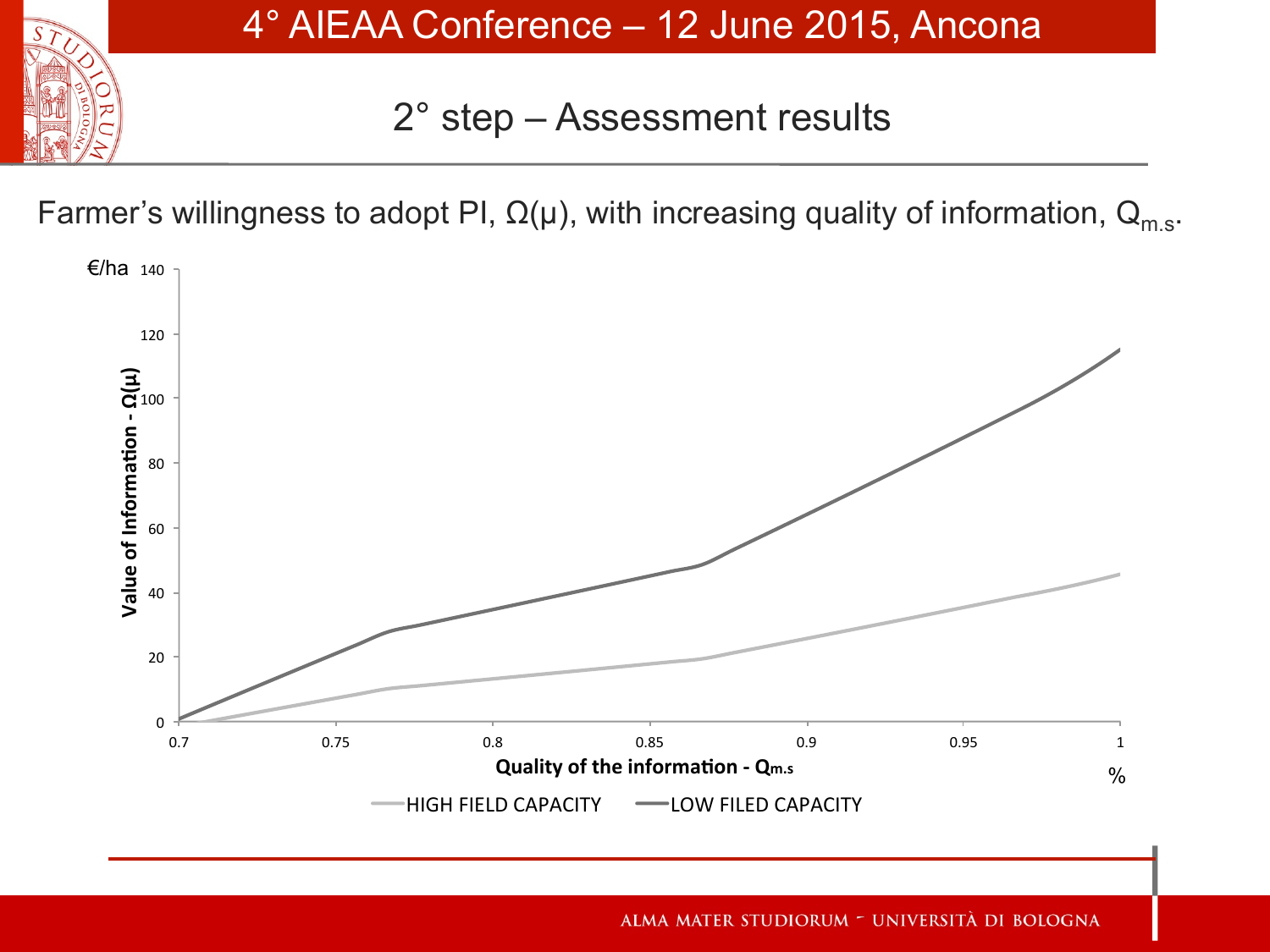## 2° step – Assessment results

Farmer's willingness to adopt PI, $\Omega(\mu)$, with increasing quality of information, $Q_{m.s}$.

€/ha

Value of Information - $\Omega(\mu)$

Quality of the information - $Q_{m.s}$

%

HIGH FIELD CAPACITY — LOW FILED CAPACITY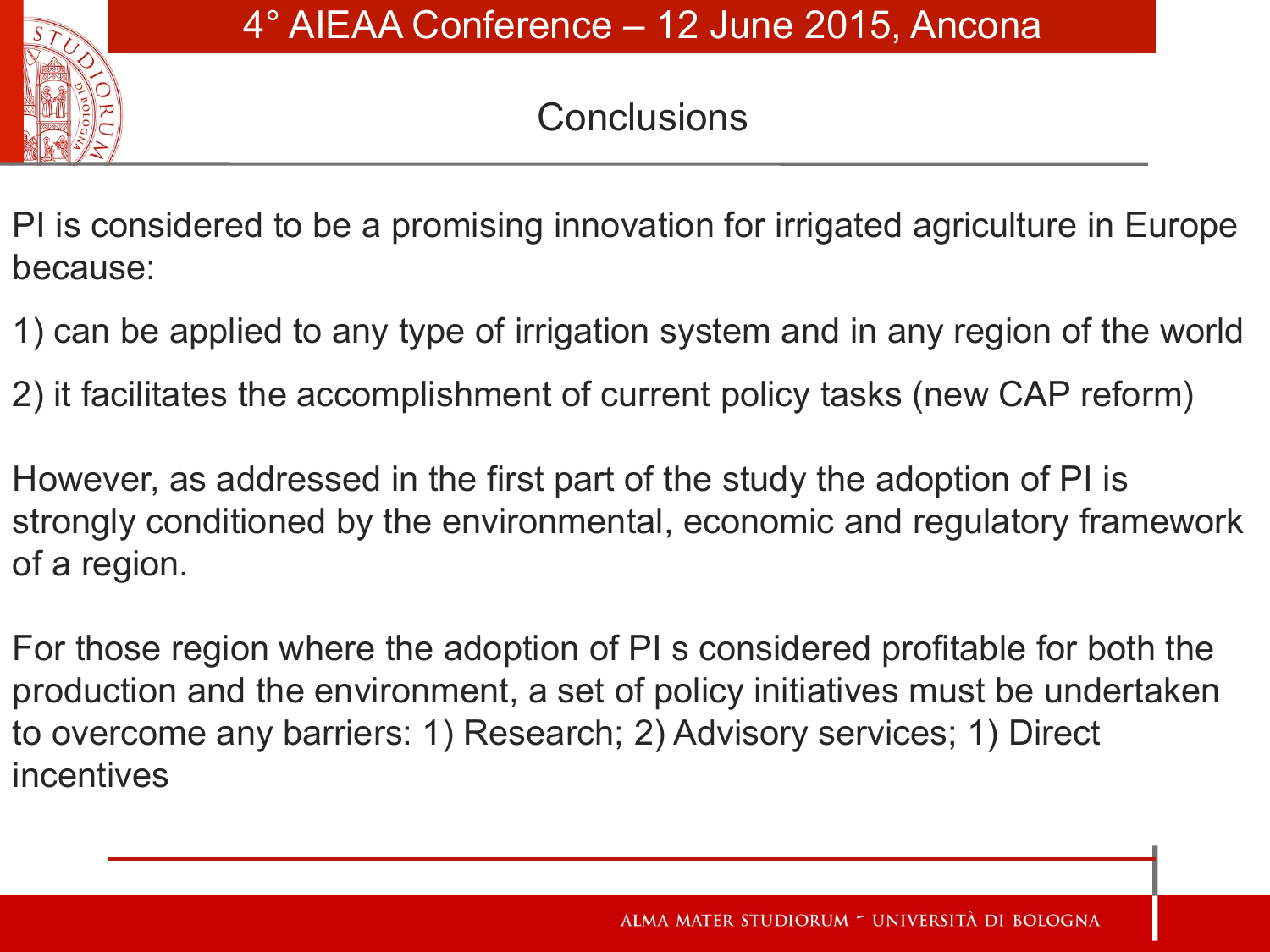## Conclusions

PI is considered to be a promising innovation for irrigated agriculture in Europe because:

1) can be applied to any type of irrigation system and in any region of the world

2) it facilitates the accomplishment of current policy tasks (new CAP reform)

However, as addressed in the first part of the study the adoption of PI is strongly conditioned by the environmental, economic and regulatory framework of a region.

For those region where the adoption of PI s considered profitable for both the production and the environment, a set of policy initiatives must be undertaken to overcome any barriers: 1) Research; 2) Advisory services; 1) Direct incentives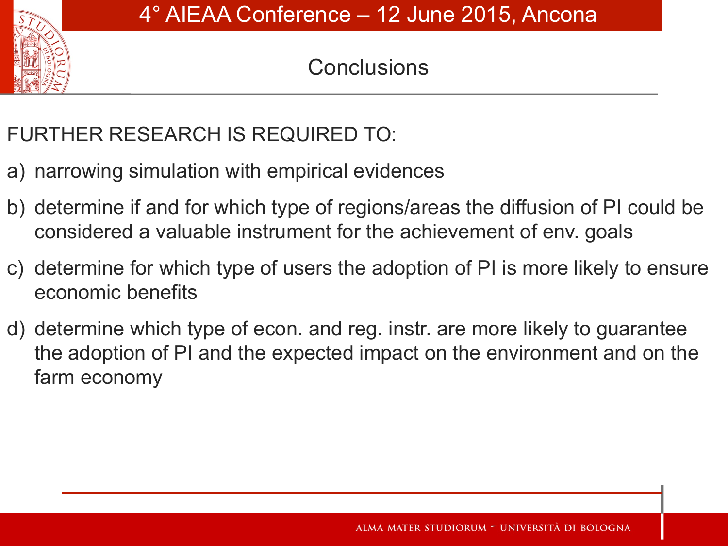# Conclusions

FURTHER RESEARCH IS REQUIRED TO:

a) narrowing simulation with empirical evidences

b) determine if and for which type of regions/areas the diffusion of PI could be considered a valuable instrument for the achievement of env. goals

c) determine for which type of users the adoption of PI is more likely to ensure economic benefits

d) determine which type of econ. and reg. instr. are more likely to guarantee the adoption of PI and the expected impact on the environment and on the farm economy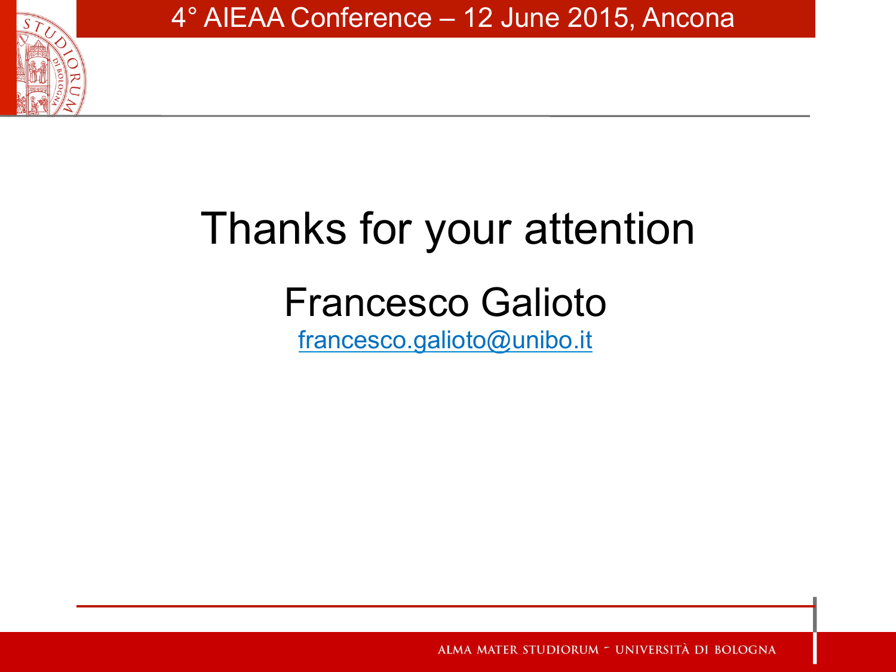# Thanks for your attention

## Francesco Galioto

francesco.galioto@unibo.it